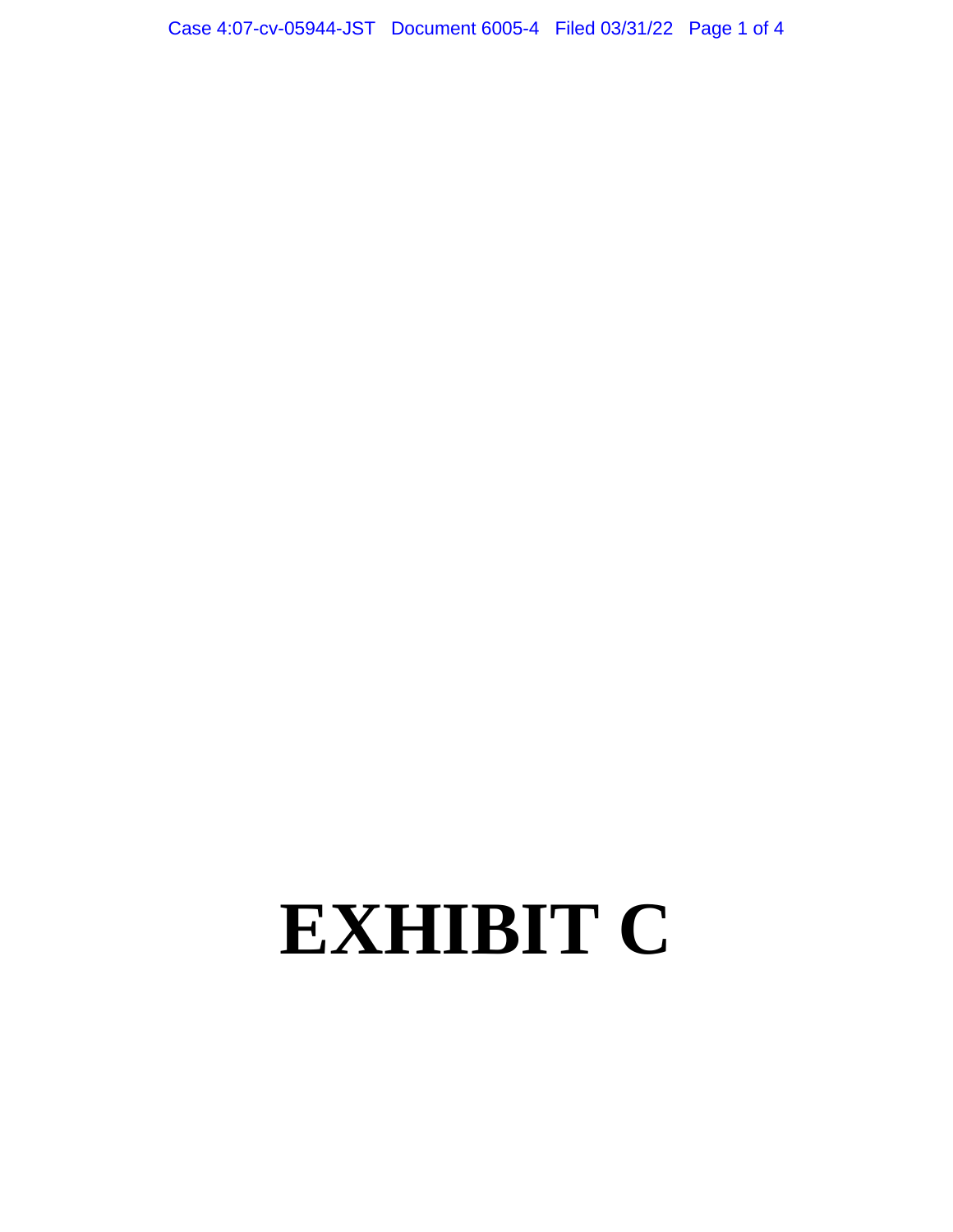# EXHIBIT C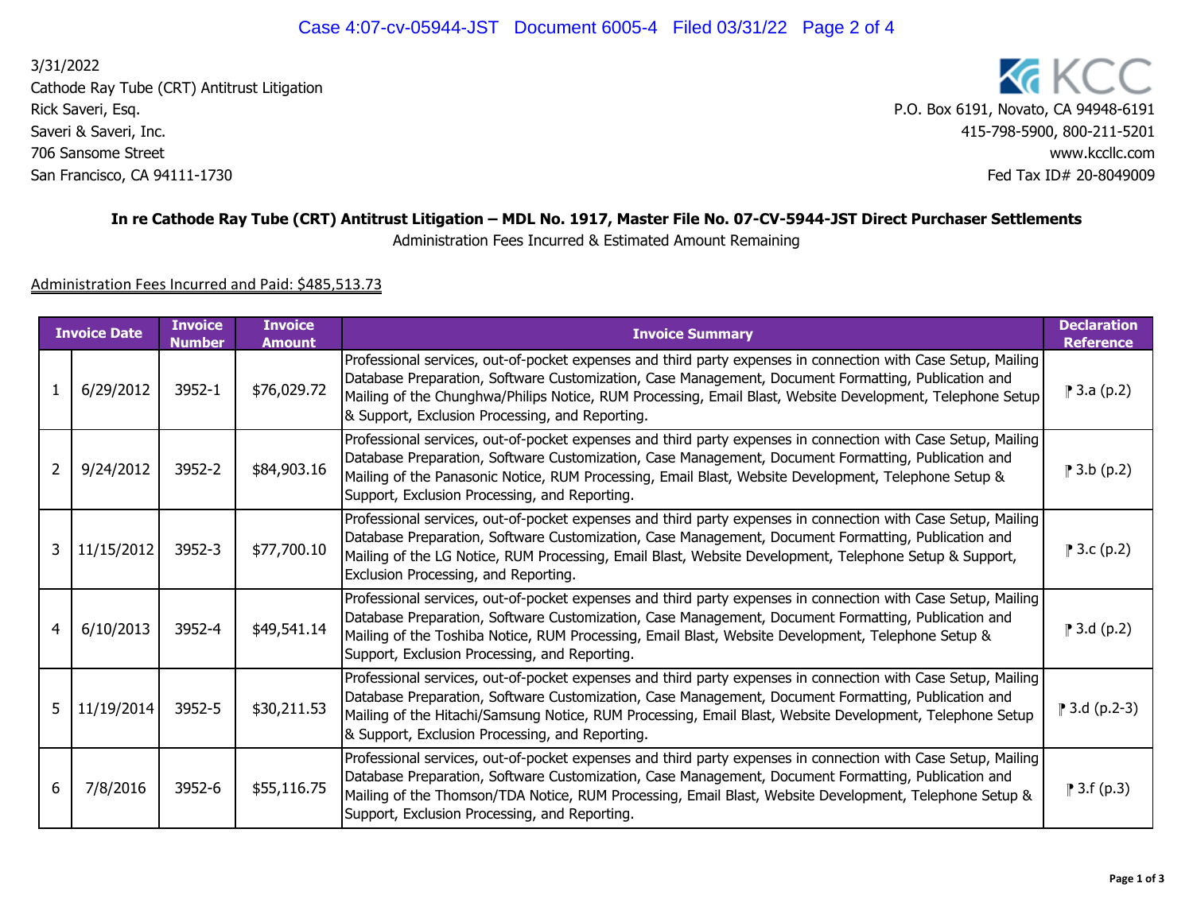3/31/2022
Cathode Ray Tube (CRT) Antitrust Litigation
Rick Saveri, Esq.
Saveri & Saveri, Inc.
706 Sansome Street
San Francisco, CA 94111-1730

KCC
P.O. Box 6191, Novato, CA 94948-6191
415-798-5900, 800-211-5201
www.kccllc.com
Fed Tax ID# 20-8049009

**In re Cathode Ray Tube (CRT) Antitrust Litigation – MDL No. 1917, Master File No. 07-CV-5944-JST Direct Purchaser Settlements**
Administration Fees Incurred & Estimated Amount Remaining

Administration Fees Incurred and Paid: $485,513.73

| | Invoice Date | Invoice Number | Invoice Amount | Invoice Summary | Declaration Reference |
|---|---|---|---|---|---|
| 1 | 6/29/2012 | 3952-1 | $76,029.72 | Professional services, out-of-pocket expenses and third party expenses in connection with Case Setup, Mailing Database Preparation, Software Customization, Case Management, Document Formatting, Publication and Mailing of the Chunghwa/Philips Notice, RUM Processing, Email Blast, Website Development, Telephone Setup & Support, Exclusion Processing, and Reporting. | ¶ 3.a (p.2) |
| 2 | 9/24/2012 | 3952-2 | $84,903.16 | Professional services, out-of-pocket expenses and third party expenses in connection with Case Setup, Mailing Database Preparation, Software Customization, Case Management, Document Formatting, Publication and Mailing of the Panasonic Notice, RUM Processing, Email Blast, Website Development, Telephone Setup & Support, Exclusion Processing, and Reporting. | ¶ 3.b (p.2) |
| 3 | 11/15/2012 | 3952-3 | $77,700.10 | Professional services, out-of-pocket expenses and third party expenses in connection with Case Setup, Mailing Database Preparation, Software Customization, Case Management, Document Formatting, Publication and Mailing of the LG Notice, RUM Processing, Email Blast, Website Development, Telephone Setup & Support, Exclusion Processing, and Reporting. | ¶ 3.c (p.2) |
| 4 | 6/10/2013 | 3952-4 | $49,541.14 | Professional services, out-of-pocket expenses and third party expenses in connection with Case Setup, Mailing Database Preparation, Software Customization, Case Management, Document Formatting, Publication and Mailing of the Toshiba Notice, RUM Processing, Email Blast, Website Development, Telephone Setup & Support, Exclusion Processing, and Reporting. | ¶ 3.d (p.2) |
| 5 | 11/19/2014 | 3952-5 | $30,211.53 | Professional services, out-of-pocket expenses and third party expenses in connection with Case Setup, Mailing Database Preparation, Software Customization, Case Management, Document Formatting, Publication and Mailing of the Hitachi/Samsung Notice, RUM Processing, Email Blast, Website Development, Telephone Setup & Support, Exclusion Processing, and Reporting. | ¶ 3.d (p.2-3) |
| 6 | 7/8/2016 | 3952-6 | $55,116.75 | Professional services, out-of-pocket expenses and third party expenses in connection with Case Setup, Mailing Database Preparation, Software Customization, Case Management, Document Formatting, Publication and Mailing of the Thomson/TDA Notice, RUM Processing, Email Blast, Website Development, Telephone Setup & Support, Exclusion Processing, and Reporting. | ¶ 3.f (p.3) |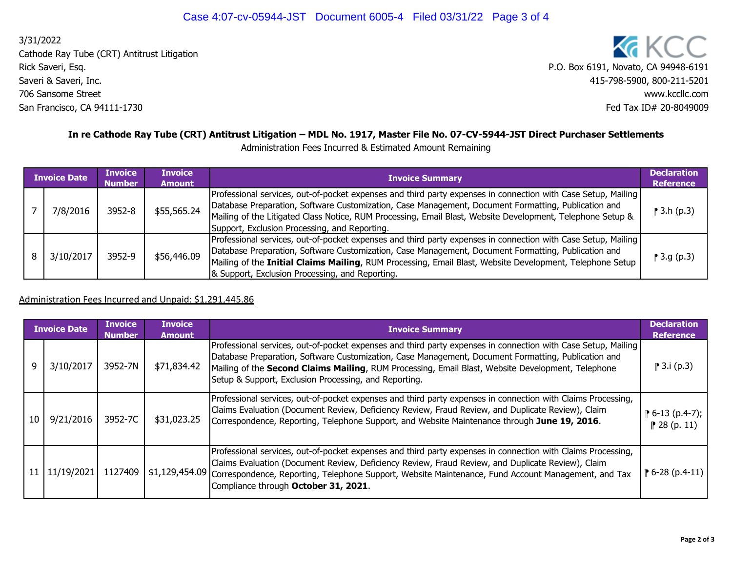3/31/2022
Cathode Ray Tube (CRT) Antitrust Litigation
Rick Saveri, Esq.
Saveri & Saveri, Inc.
706 Sansome Street
San Francisco, CA 94111-1730

KCC
P.O. Box 6191, Novato, CA 94948-6191
415-798-5900, 800-211-5201
www.kccllc.com
Fed Tax ID# 20-8049009

**In re Cathode Ray Tube (CRT) Antitrust Litigation – MDL No. 1917, Master File No. 07-CV-5944-JST Direct Purchaser Settlements**

Administration Fees Incurred & Estimated Amount Remaining

| | Invoice Date | Invoice Number | Invoice Amount | Invoice Summary | Declaration Reference |
|---|---|---|---|---|---|
| 7 | 7/8/2016 | 3952-8 | $55,565.24 | Professional services, out-of-pocket expenses and third party expenses in connection with Case Setup, Mailing Database Preparation, Software Customization, Case Management, Document Formatting, Publication and Mailing of the Litigated Class Notice, RUM Processing, Email Blast, Website Development, Telephone Setup & Support, Exclusion Processing, and Reporting. | ⁋ 3.h (p.3) |
| 8 | 3/10/2017 | 3952-9 | $56,446.09 | Professional services, out-of-pocket expenses and third party expenses in connection with Case Setup, Mailing Database Preparation, Software Customization, Case Management, Document Formatting, Publication and Mailing of the **Initial Claims Mailing**, RUM Processing, Email Blast, Website Development, Telephone Setup & Support, Exclusion Processing, and Reporting. | ⁋ 3.g (p.3) |

Administration Fees Incurred and Unpaid: $1,291,445.86

| | Invoice Date | Invoice Number | Invoice Amount | Invoice Summary | Declaration Reference |
|---|---|---|---|---|---|
| 9 | 3/10/2017 | 3952-7N | $71,834.42 | Professional services, out-of-pocket expenses and third party expenses in connection with Case Setup, Mailing Database Preparation, Software Customization, Case Management, Document Formatting, Publication and Mailing of the **Second Claims Mailing**, RUM Processing, Email Blast, Website Development, Telephone Setup & Support, Exclusion Processing, and Reporting. | ⁋ 3.i (p.3) |
| 10 | 9/21/2016 | 3952-7C | $31,023.25 | Professional services, out-of-pocket expenses and third party expenses in connection with Claims Processing, Claims Evaluation (Document Review, Deficiency Review, Fraud Review, and Duplicate Review), Claim Correspondence, Reporting, Telephone Support, and Website Maintenance through **June 19, 2016**. | ⁋ 6-13 (p.4-7); ⁋ 28 (p. 11) |
| 11 | 11/19/2021 | 1127409 | $1,129,454.09 | Professional services, out-of-pocket expenses and third party expenses in connection with Claims Processing, Claims Evaluation (Document Review, Deficiency Review, Fraud Review, and Duplicate Review), Claim Correspondence, Reporting, Telephone Support, Website Maintenance, Fund Account Management, and Tax Compliance through **October 31, 2021**. | ⁋ 6-28 (p.4-11) |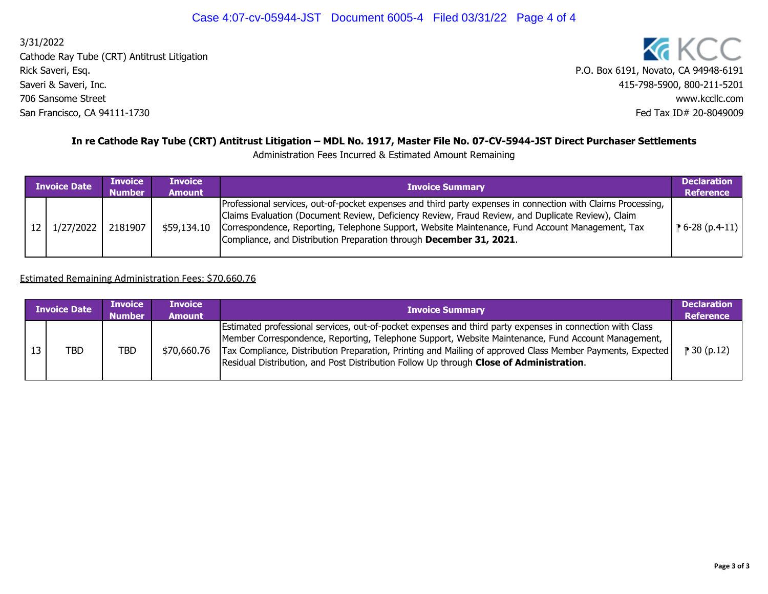3/31/2022
Cathode Ray Tube (CRT) Antitrust Litigation
Rick Saveri, Esq.
Saveri & Saveri, Inc.
706 Sansome Street
San Francisco, CA 94111-1730

KCC
P.O. Box 6191, Novato, CA 94948-6191
415-798-5900, 800-211-5201
www.kccllc.com
Fed Tax ID# 20-8049009

**In re Cathode Ray Tube (CRT) Antitrust Litigation – MDL No. 1917, Master File No. 07-CV-5944-JST Direct Purchaser Settlements**

Administration Fees Incurred & Estimated Amount Remaining

| Invoice Date | | Invoice Number | Invoice Amount | Invoice Summary | Declaration Reference |
|---|---|---|---|---|---|
| 12 | 1/27/2022 | 2181907 | $59,134.10 | Professional services, out-of-pocket expenses and third party expenses in connection with Claims Processing, Claims Evaluation (Document Review, Deficiency Review, Fraud Review, and Duplicate Review), Claim Correspondence, Reporting, Telephone Support, Website Maintenance, Fund Account Management, Tax Compliance, and Distribution Preparation through **December 31, 2021**. | ¶ 6-28 (p.4-11) |

Estimated Remaining Administration Fees: $70,660.76

| Invoice Date | | Invoice Number | Invoice Amount | Invoice Summary | Declaration Reference |
|---|---|---|---|---|---|
| 13 | TBD | TBD | $70,660.76 | Estimated professional services, out-of-pocket expenses and third party expenses in connection with Class Member Correspondence, Reporting, Telephone Support, Website Maintenance, Fund Account Management, Tax Compliance, Distribution Preparation, Printing and Mailing of approved Class Member Payments, Expected Residual Distribution, and Post Distribution Follow Up through **Close of Administration**. | ¶ 30 (p.12) |